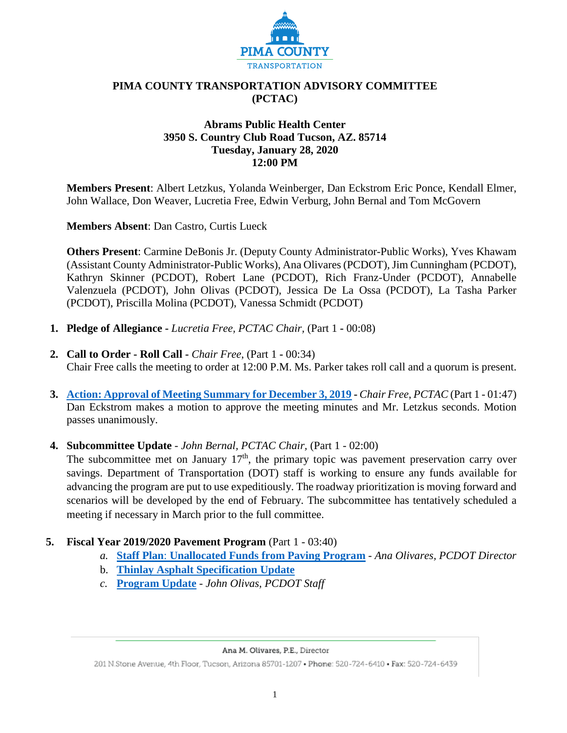PIMA COUNTY TRANSPORTATION

# PIMA COUNTY TRANSPORTATION ADVISORY COMMITTEE (PCTAC)

**Abrams Public Health Center**
**3950 S. Country Club Road Tucson, AZ. 85714**
**Tuesday, January 28, 2020**
**12:00 PM**

**Members Present**: Albert Letzkus, Yolanda Weinberger, Dan Eckstrom Eric Ponce, Kendall Elmer, John Wallace, Don Weaver, Lucretia Free, Edwin Verburg, John Bernal and Tom McGovern

**Members Absent**: Dan Castro, Curtis Lueck

**Others Present**: Carmine DeBonis Jr. (Deputy County Administrator-Public Works), Yves Khawam (Assistant County Administrator-Public Works), Ana Olivares (PCDOT), Jim Cunningham (PCDOT), Kathryn Skinner (PCDOT), Robert Lane (PCDOT), Rich Franz-Under (PCDOT), Annabelle Valenzuela (PCDOT), John Olivas (PCDOT), Jessica De La Ossa (PCDOT), La Tasha Parker (PCDOT), Priscilla Molina (PCDOT), Vanessa Schmidt (PCDOT)

1. **Pledge of Allegiance -** *Lucretia Free, PCTAC Chair,* (Part 1 - 00:08)

2. **Call to Order - Roll Call -** *Chair Free*, (Part 1 - 00:34)
   Chair Free calls the meeting to order at 12:00 P.M. Ms. Parker takes roll call and a quorum is present.

3. **Action: Approval of Meeting Summary for December 3, 2019 -** *Chair Free, PCTAC* (Part 1 - 01:47)
   Dan Eckstrom makes a motion to approve the meeting minutes and Mr. Letzkus seconds. Motion passes unanimously.

4. **Subcommittee Update** - *John Bernal, PCTAC Chair,* (Part 1 - 02:00)
   The subcommittee met on January 17th, the primary topic was pavement preservation carry over savings. Department of Transportation (DOT) staff is working to ensure any funds available for advancing the program are put to use expeditiously. The roadway prioritization is moving forward and scenarios will be developed by the end of February. The subcommittee has tentatively scheduled a meeting if necessary in March prior to the full committee.

5. **Fiscal Year 2019/2020 Pavement Program** (Part 1 - 03:40)
   a. **Staff Plan: Unallocated Funds from Paving Program** - *Ana Olivares, PCDOT Director*
   b. **Thinlay Asphalt Specification Update**
   c. **Program Update** - *John Olivas, PCDOT Staff*

Ana M. Olivares, P.E., Director
201 N.Stone Avenue, 4th Floor, Tucson, Arizona 85701-1207 • Phone: 520-724-6410 • Fax: 520-724-6439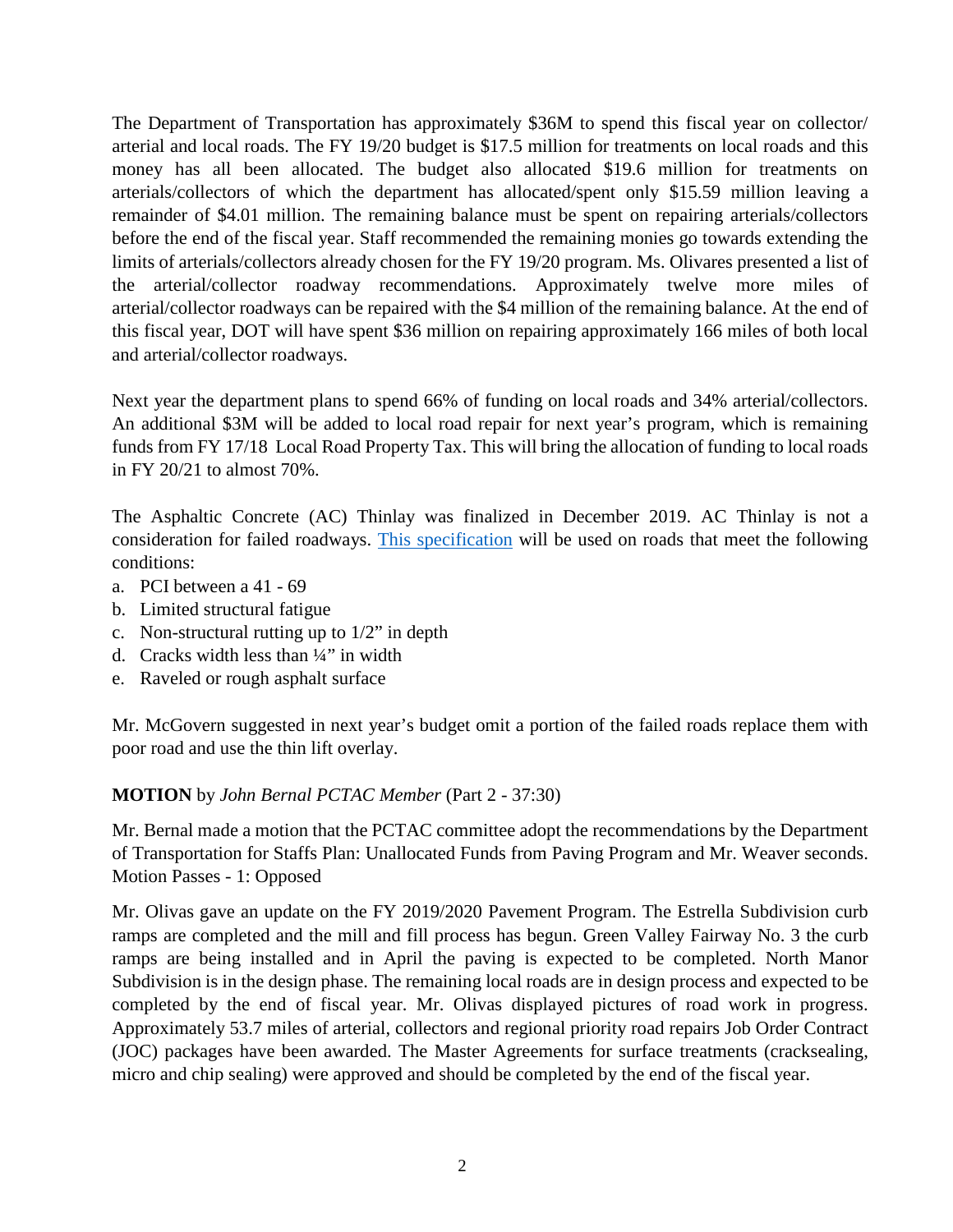The Department of Transportation has approximately $36M to spend this fiscal year on collector/ arterial and local roads. The FY 19/20 budget is $17.5 million for treatments on local roads and this money has all been allocated. The budget also allocated $19.6 million for treatments on arterials/collectors of which the department has allocated/spent only $15.59 million leaving a remainder of $4.01 million. The remaining balance must be spent on repairing arterials/collectors before the end of the fiscal year. Staff recommended the remaining monies go towards extending the limits of arterials/collectors already chosen for the FY 19/20 program. Ms. Olivares presented a list of the arterial/collector roadway recommendations. Approximately twelve more miles of arterial/collector roadways can be repaired with the $4 million of the remaining balance. At the end of this fiscal year, DOT will have spent $36 million on repairing approximately 166 miles of both local and arterial/collector roadways.

Next year the department plans to spend 66% of funding on local roads and 34% arterial/collectors. An additional $3M will be added to local road repair for next year's program, which is remaining funds from FY 17/18 Local Road Property Tax. This will bring the allocation of funding to local roads in FY 20/21 to almost 70%.

The Asphaltic Concrete (AC) Thinlay was finalized in December 2019. AC Thinlay is not a consideration for failed roadways. [This specification]() will be used on roads that meet the following conditions:

a. PCI between a 41 - 69
b. Limited structural fatigue
c. Non-structural rutting up to 1/2" in depth
d. Cracks width less than ¼" in width
e. Raveled or rough asphalt surface

Mr. McGovern suggested in next year's budget omit a portion of the failed roads replace them with poor road and use the thin lift overlay.

**MOTION** by *John Bernal PCTAC Member* (Part 2 - 37:30)

Mr. Bernal made a motion that the PCTAC committee adopt the recommendations by the Department of Transportation for Staffs Plan: Unallocated Funds from Paving Program and Mr. Weaver seconds. Motion Passes - 1: Opposed

Mr. Olivas gave an update on the FY 2019/2020 Pavement Program. The Estrella Subdivision curb ramps are completed and the mill and fill process has begun. Green Valley Fairway No. 3 the curb ramps are being installed and in April the paving is expected to be completed. North Manor Subdivision is in the design phase. The remaining local roads are in design process and expected to be completed by the end of fiscal year. Mr. Olivas displayed pictures of road work in progress. Approximately 53.7 miles of arterial, collectors and regional priority road repairs Job Order Contract (JOC) packages have been awarded. The Master Agreements for surface treatments (cracksealing, micro and chip sealing) were approved and should be completed by the end of the fiscal year.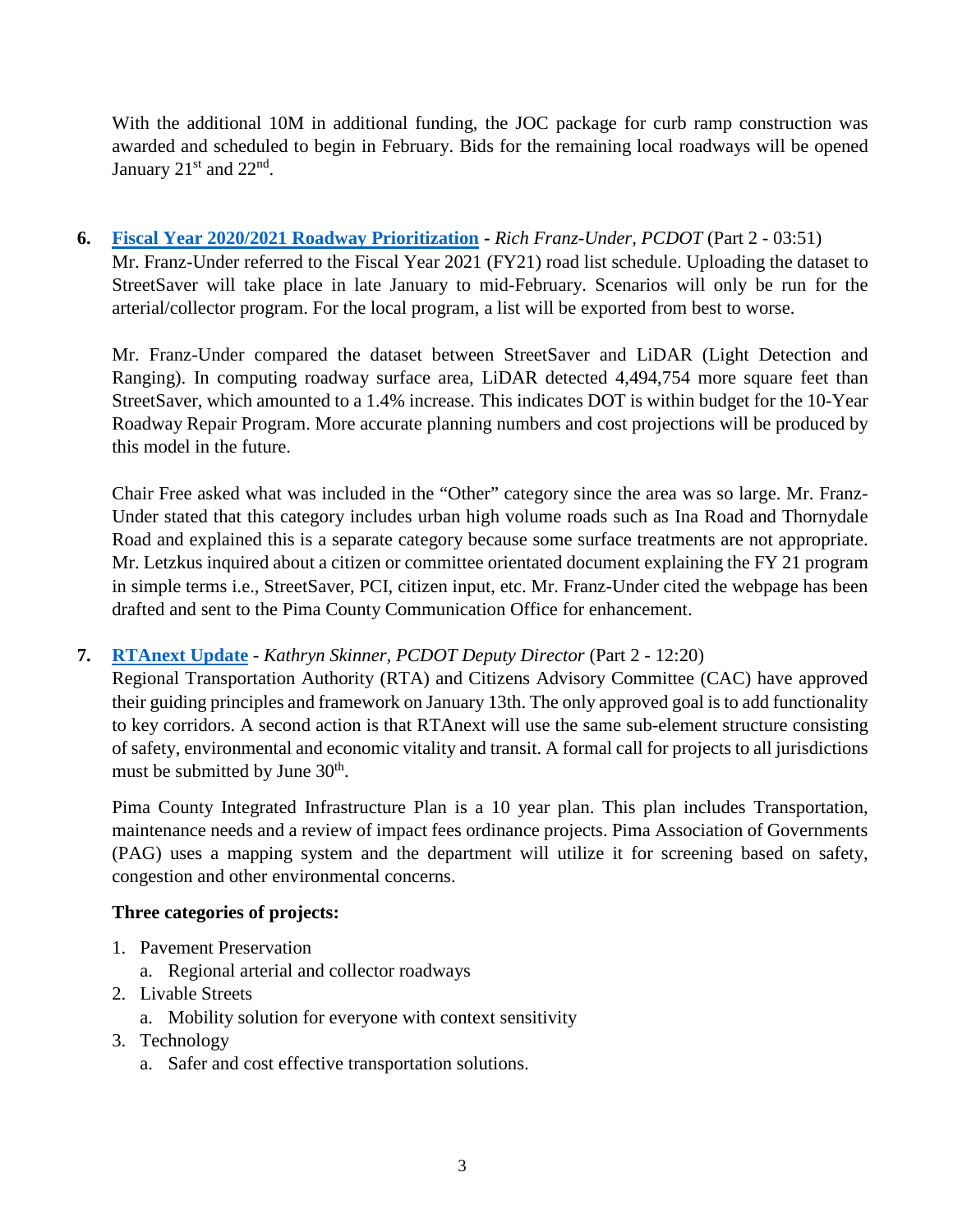With the additional 10M in additional funding, the JOC package for curb ramp construction was awarded and scheduled to begin in February. Bids for the remaining local roadways will be opened January 21st and 22nd.

**6. Fiscal Year 2020/2021 Roadway Prioritization** - *Rich Franz-Under, PCDOT* (Part 2 - 03:51)

Mr. Franz-Under referred to the Fiscal Year 2021 (FY21) road list schedule. Uploading the dataset to StreetSaver will take place in late January to mid-February. Scenarios will only be run for the arterial/collector program. For the local program, a list will be exported from best to worse.

Mr. Franz-Under compared the dataset between StreetSaver and LiDAR (Light Detection and Ranging). In computing roadway surface area, LiDAR detected 4,494,754 more square feet than StreetSaver, which amounted to a 1.4% increase. This indicates DOT is within budget for the 10-Year Roadway Repair Program. More accurate planning numbers and cost projections will be produced by this model in the future.

Chair Free asked what was included in the "Other" category since the area was so large. Mr. Franz-Under stated that this category includes urban high volume roads such as Ina Road and Thornydale Road and explained this is a separate category because some surface treatments are not appropriate. Mr. Letzkus inquired about a citizen or committee orientated document explaining the FY 21 program in simple terms i.e., StreetSaver, PCI, citizen input, etc. Mr. Franz-Under cited the webpage has been drafted and sent to the Pima County Communication Office for enhancement.

**7. RTAnext Update** - *Kathryn Skinner, PCDOT Deputy Director* (Part 2 - 12:20)

Regional Transportation Authority (RTA) and Citizens Advisory Committee (CAC) have approved their guiding principles and framework on January 13th. The only approved goal is to add functionality to key corridors. A second action is that RTAnext will use the same sub-element structure consisting of safety, environmental and economic vitality and transit. A formal call for projects to all jurisdictions must be submitted by June 30th.

Pima County Integrated Infrastructure Plan is a 10 year plan. This plan includes Transportation, maintenance needs and a review of impact fees ordinance projects. Pima Association of Governments (PAG) uses a mapping system and the department will utilize it for screening based on safety, congestion and other environmental concerns.

**Three categories of projects:**

1. Pavement Preservation
   a. Regional arterial and collector roadways
2. Livable Streets
   a. Mobility solution for everyone with context sensitivity
3. Technology
   a. Safer and cost effective transportation solutions.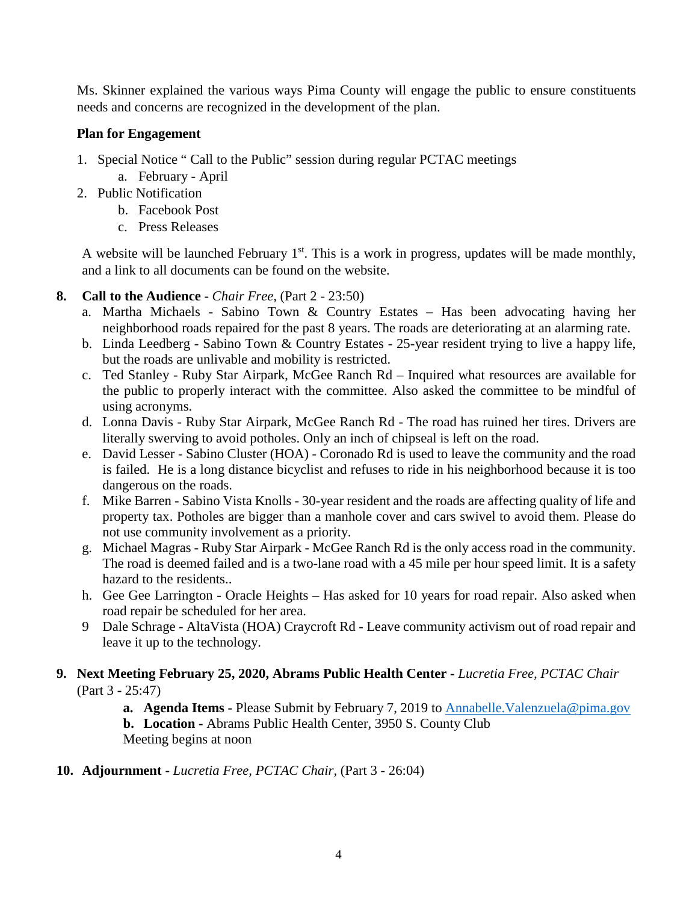Ms. Skinner explained the various ways Pima County will engage the public to ensure constituents needs and concerns are recognized in the development of the plan.

**Plan for Engagement**

1. Special Notice " Call to the Public" session during regular PCTAC meetings
    a. February - April
2. Public Notification
    b. Facebook Post
    c. Press Releases

A website will be launched February 1st. This is a work in progress, updates will be made monthly, and a link to all documents can be found on the website.

**8. Call to the Audience -** *Chair Free,* (Part 2 - 23:50)

a. Martha Michaels - Sabino Town & Country Estates – Has been advocating having her neighborhood roads repaired for the past 8 years. The roads are deteriorating at an alarming rate.

b. Linda Leedberg - Sabino Town & Country Estates - 25-year resident trying to live a happy life, but the roads are unlivable and mobility is restricted.

c. Ted Stanley - Ruby Star Airpark, McGee Ranch Rd – Inquired what resources are available for the public to properly interact with the committee. Also asked the committee to be mindful of using acronyms.

d. Lonna Davis - Ruby Star Airpark, McGee Ranch Rd - The road has ruined her tires. Drivers are literally swerving to avoid potholes. Only an inch of chipseal is left on the road.

e. David Lesser - Sabino Cluster (HOA) - Coronado Rd is used to leave the community and the road is failed. He is a long distance bicyclist and refuses to ride in his neighborhood because it is too dangerous on the roads.

f. Mike Barren - Sabino Vista Knolls - 30-year resident and the roads are affecting quality of life and property tax. Potholes are bigger than a manhole cover and cars swivel to avoid them. Please do not use community involvement as a priority.

g. Michael Magras - Ruby Star Airpark - McGee Ranch Rd is the only access road in the community. The road is deemed failed and is a two-lane road with a 45 mile per hour speed limit. It is a safety hazard to the residents..

h. Gee Gee Larrington - Oracle Heights – Has asked for 10 years for road repair. Also asked when road repair be scheduled for her area.

9 Dale Schrage - AltaVista (HOA) Craycroft Rd - Leave community activism out of road repair and leave it up to the technology.

**9. Next Meeting February 25, 2020, Abrams Public Health Center -** *Lucretia Free, PCTAC Chair* (Part 3 - 25:47)

**a. Agenda Items -** Please Submit by February 7, 2019 to Annabelle.Valenzuela@pima.gov

**b. Location -** Abrams Public Health Center, 3950 S. County Club

Meeting begins at noon

**10. Adjournment** - *Lucretia Free, PCTAC Chair,* (Part 3 - 26:04)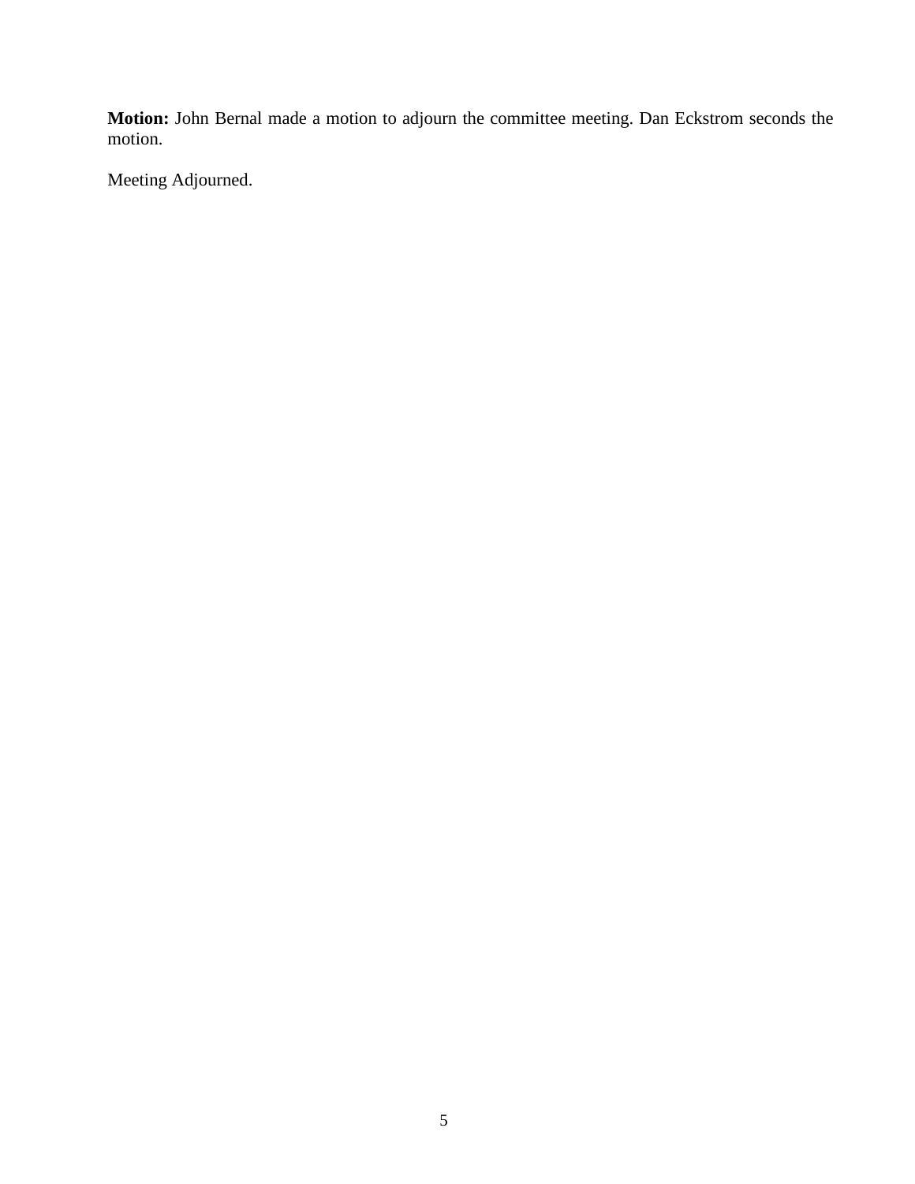**Motion:** John Bernal made a motion to adjourn the committee meeting. Dan Eckstrom seconds the motion.

Meeting Adjourned.